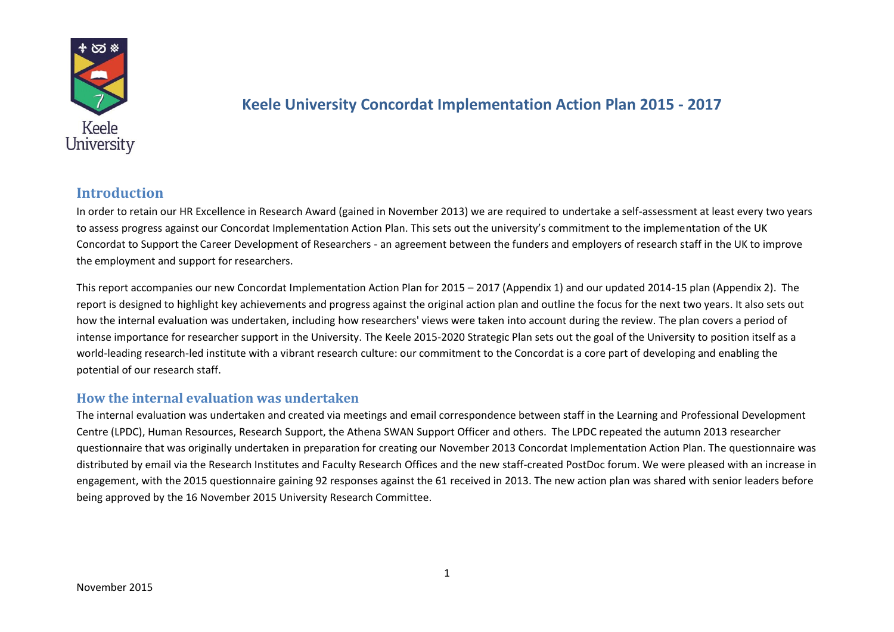# Keele University Concordat Implementation Action Plan 2015 - 2017

## Introduction

In order to retain our HR Excellence in Research Award (gained in November 2013) we are required to undertake a self-assessment at least every two years to assess progress against our Concordat Implementation Action Plan. This sets out the university's commitment to the implementation of the UK Concordat to Support the Career Development of Researchers - an agreement between the funders and employers of research staff in the UK to improve the employment and support for researchers.

This report accompanies our new Concordat Implementation Action Plan for 2015 – 2017 (Appendix 1) and our updated 2014-15 plan (Appendix 2). The report is designed to highlight key achievements and progress against the original action plan and outline the focus for the next two years. It also sets out how the internal evaluation was undertaken, including how researchers' views were taken into account during the review. The plan covers a period of intense importance for researcher support in the University. The Keele 2015-2020 Strategic Plan sets out the goal of the University to position itself as a world-leading research-led institute with a vibrant research culture: our commitment to the Concordat is a core part of developing and enabling the potential of our research staff.

## How the internal evaluation was undertaken

The internal evaluation was undertaken and created via meetings and email correspondence between staff in the Learning and Professional Development Centre (LPDC), Human Resources, Research Support, the Athena SWAN Support Officer and others. The LPDC repeated the autumn 2013 researcher questionnaire that was originally undertaken in preparation for creating our November 2013 Concordat Implementation Action Plan. The questionnaire was distributed by email via the Research Institutes and Faculty Research Offices and the new staff-created PostDoc forum. We were pleased with an increase in engagement, with the 2015 questionnaire gaining 92 responses against the 61 received in 2013. The new action plan was shared with senior leaders before being approved by the 16 November 2015 University Research Committee.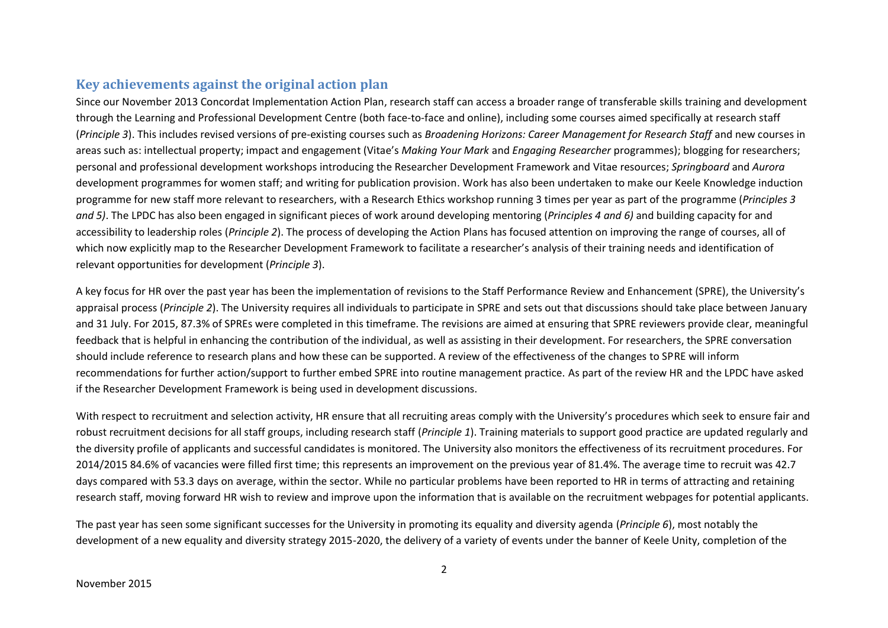## Key achievements against the original action plan

Since our November 2013 Concordat Implementation Action Plan, research staff can access a broader range of transferable skills training and development through the Learning and Professional Development Centre (both face-to-face and online), including some courses aimed specifically at research staff (*Principle 3*). This includes revised versions of pre-existing courses such as *Broadening Horizons: Career Management for Research Staff* and new courses in areas such as: intellectual property; impact and engagement (Vitae's *Making Your Mark* and *Engaging Researcher* programmes); blogging for researchers; personal and professional development workshops introducing the Researcher Development Framework and Vitae resources; *Springboard* and *Aurora* development programmes for women staff; and writing for publication provision. Work has also been undertaken to make our Keele Knowledge induction programme for new staff more relevant to researchers, with a Research Ethics workshop running 3 times per year as part of the programme (*Principles 3 and 5)*. The LPDC has also been engaged in significant pieces of work around developing mentoring (*Principles 4 and 6)* and building capacity for and accessibility to leadership roles (*Principle 2*). The process of developing the Action Plans has focused attention on improving the range of courses, all of which now explicitly map to the Researcher Development Framework to facilitate a researcher's analysis of their training needs and identification of relevant opportunities for development (*Principle 3*).

A key focus for HR over the past year has been the implementation of revisions to the Staff Performance Review and Enhancement (SPRE), the University's appraisal process (*Principle 2*). The University requires all individuals to participate in SPRE and sets out that discussions should take place between January and 31 July. For 2015, 87.3% of SPREs were completed in this timeframe. The revisions are aimed at ensuring that SPRE reviewers provide clear, meaningful feedback that is helpful in enhancing the contribution of the individual, as well as assisting in their development. For researchers, the SPRE conversation should include reference to research plans and how these can be supported. A review of the effectiveness of the changes to SPRE will inform recommendations for further action/support to further embed SPRE into routine management practice. As part of the review HR and the LPDC have asked if the Researcher Development Framework is being used in development discussions.

With respect to recruitment and selection activity, HR ensure that all recruiting areas comply with the University's procedures which seek to ensure fair and robust recruitment decisions for all staff groups, including research staff (*Principle 1*). Training materials to support good practice are updated regularly and the diversity profile of applicants and successful candidates is monitored. The University also monitors the effectiveness of its recruitment procedures. For 2014/2015 84.6% of vacancies were filled first time; this represents an improvement on the previous year of 81.4%. The average time to recruit was 42.7 days compared with 53.3 days on average, within the sector. While no particular problems have been reported to HR in terms of attracting and retaining research staff, moving forward HR wish to review and improve upon the information that is available on the recruitment webpages for potential applicants.

The past year has seen some significant successes for the University in promoting its equality and diversity agenda (*Principle 6*), most notably the development of a new equality and diversity strategy 2015-2020, the delivery of a variety of events under the banner of Keele Unity, completion of the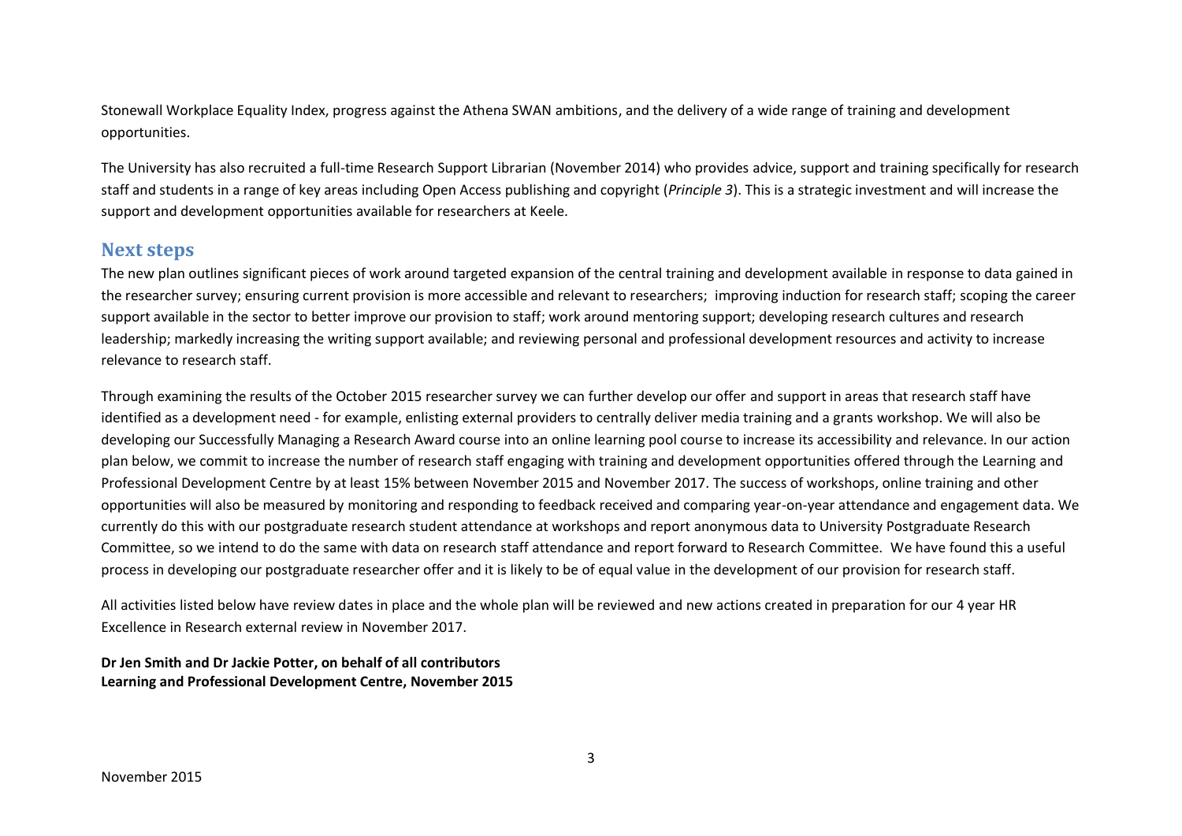Stonewall Workplace Equality Index, progress against the Athena SWAN ambitions, and the delivery of a wide range of training and development opportunities.

The University has also recruited a full-time Research Support Librarian (November 2014) who provides advice, support and training specifically for research staff and students in a range of key areas including Open Access publishing and copyright (*Principle 3*). This is a strategic investment and will increase the support and development opportunities available for researchers at Keele.

## Next steps

The new plan outlines significant pieces of work around targeted expansion of the central training and development available in response to data gained in the researcher survey; ensuring current provision is more accessible and relevant to researchers; improving induction for research staff; scoping the career support available in the sector to better improve our provision to staff; work around mentoring support; developing research cultures and research leadership; markedly increasing the writing support available; and reviewing personal and professional development resources and activity to increase relevance to research staff.

Through examining the results of the October 2015 researcher survey we can further develop our offer and support in areas that research staff have identified as a development need - for example, enlisting external providers to centrally deliver media training and a grants workshop. We will also be developing our Successfully Managing a Research Award course into an online learning pool course to increase its accessibility and relevance. In our action plan below, we commit to increase the number of research staff engaging with training and development opportunities offered through the Learning and Professional Development Centre by at least 15% between November 2015 and November 2017. The success of workshops, online training and other opportunities will also be measured by monitoring and responding to feedback received and comparing year-on-year attendance and engagement data. We currently do this with our postgraduate research student attendance at workshops and report anonymous data to University Postgraduate Research Committee, so we intend to do the same with data on research staff attendance and report forward to Research Committee. We have found this a useful process in developing our postgraduate researcher offer and it is likely to be of equal value in the development of our provision for research staff.

All activities listed below have review dates in place and the whole plan will be reviewed and new actions created in preparation for our 4 year HR Excellence in Research external review in November 2017.

**Dr Jen Smith and Dr Jackie Potter, on behalf of all contributors**
**Learning and Professional Development Centre, November 2015**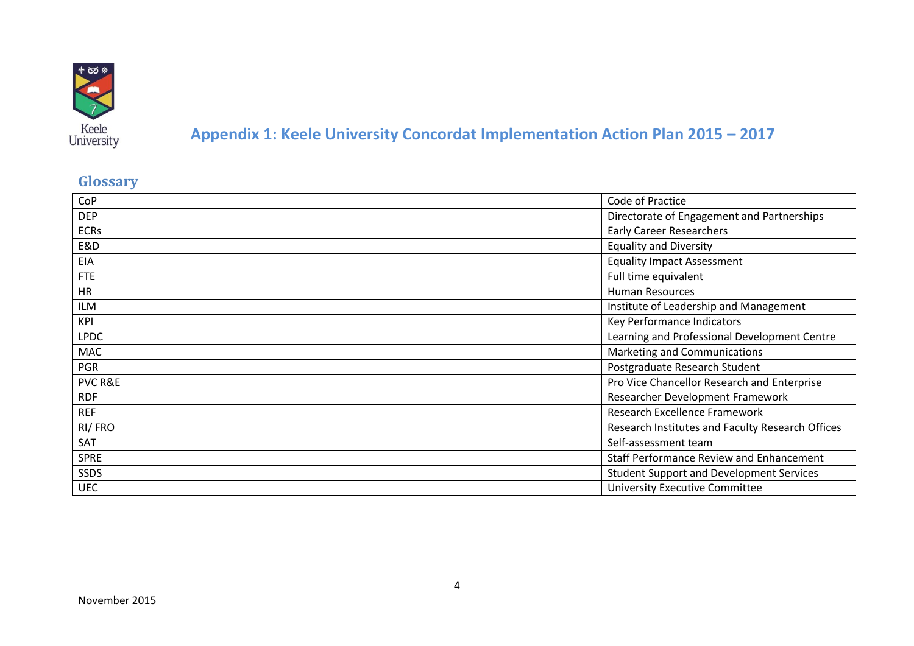# Appendix 1: Keele University Concordat Implementation Action Plan 2015 – 2017

## Glossary

| | |
|---|---|
| CoP | Code of Practice |
| DEP | Directorate of Engagement and Partnerships |
| ECRs | Early Career Researchers |
| E&D | Equality and Diversity |
| EIA | Equality Impact Assessment |
| FTE | Full time equivalent |
| HR | Human Resources |
| ILM | Institute of Leadership and Management |
| KPI | Key Performance Indicators |
| LPDC | Learning and Professional Development Centre |
| MAC | Marketing and Communications |
| PGR | Postgraduate Research Student |
| PVC R&E | Pro Vice Chancellor Research and Enterprise |
| RDF | Researcher Development Framework |
| REF | Research Excellence Framework |
| RI/ FRO | Research Institutes and Faculty Research Offices |
| SAT | Self-assessment team |
| SPRE | Staff Performance Review and Enhancement |
| SSDS | Student Support and Development Services |
| UEC | University Executive Committee |

November 2015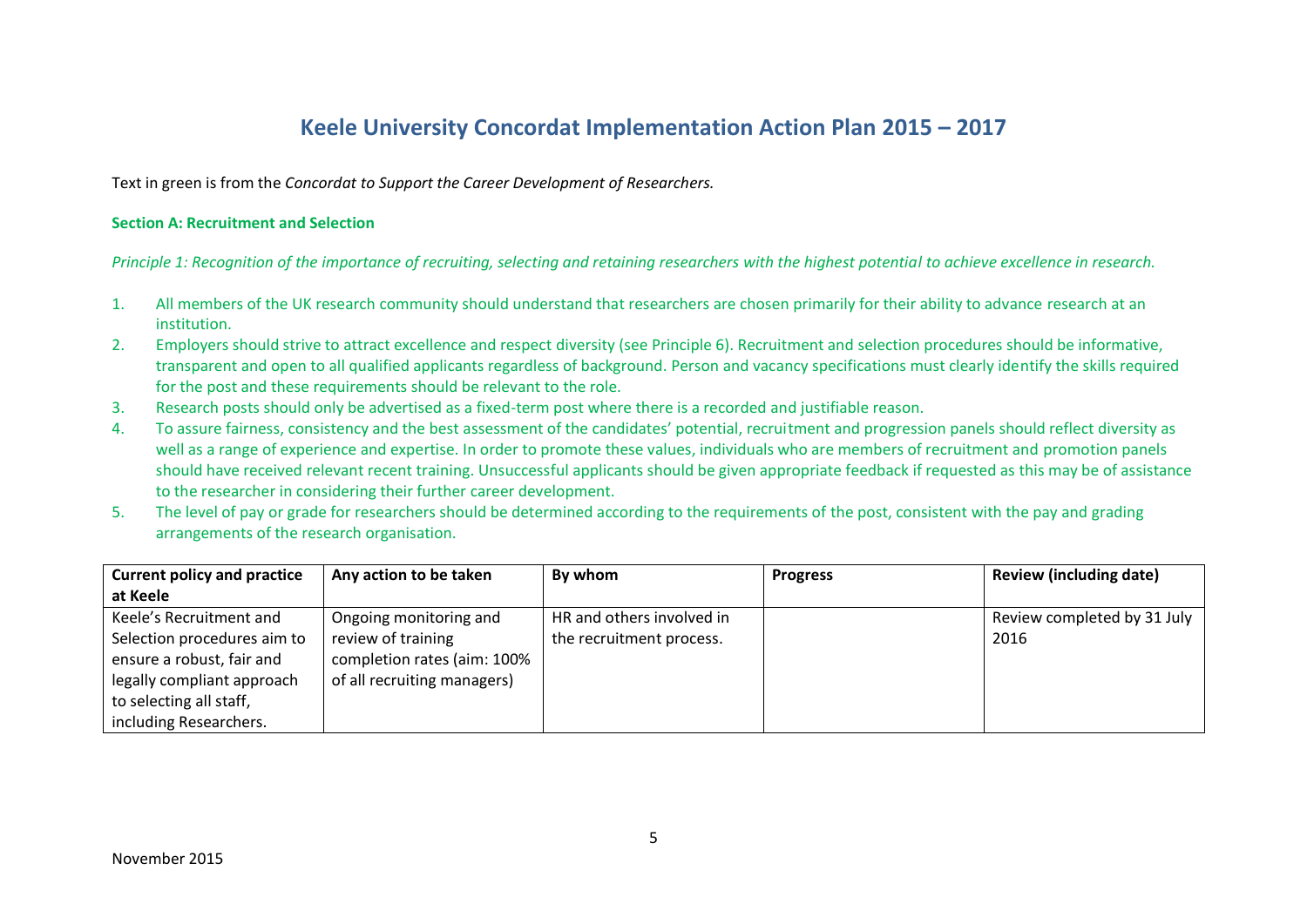# Keele University Concordat Implementation Action Plan 2015 – 2017

Text in green is from the *Concordat to Support the Career Development of Researchers.*

**Section A: Recruitment and Selection**

*Principle 1: Recognition of the importance of recruiting, selecting and retaining researchers with the highest potential to achieve excellence in research.*

1. All members of the UK research community should understand that researchers are chosen primarily for their ability to advance research at an institution.
2. Employers should strive to attract excellence and respect diversity (see Principle 6). Recruitment and selection procedures should be informative, transparent and open to all qualified applicants regardless of background. Person and vacancy specifications must clearly identify the skills required for the post and these requirements should be relevant to the role.
3. Research posts should only be advertised as a fixed-term post where there is a recorded and justifiable reason.
4. To assure fairness, consistency and the best assessment of the candidates' potential, recruitment and progression panels should reflect diversity as well as a range of experience and expertise. In order to promote these values, individuals who are members of recruitment and promotion panels should have received relevant recent training. Unsuccessful applicants should be given appropriate feedback if requested as this may be of assistance to the researcher in considering their further career development.
5. The level of pay or grade for researchers should be determined according to the requirements of the post, consistent with the pay and grading arrangements of the research organisation.

| Current policy and practice at Keele | Any action to be taken | By whom | Progress | Review (including date) |
|---|---|---|---|---|
| Keele's Recruitment and Selection procedures aim to ensure a robust, fair and legally compliant approach to selecting all staff, including Researchers. | Ongoing monitoring and review of training completion rates (aim: 100% of all recruiting managers) | HR and others involved in the recruitment process. | | Review completed by 31 July 2016 |

November 2015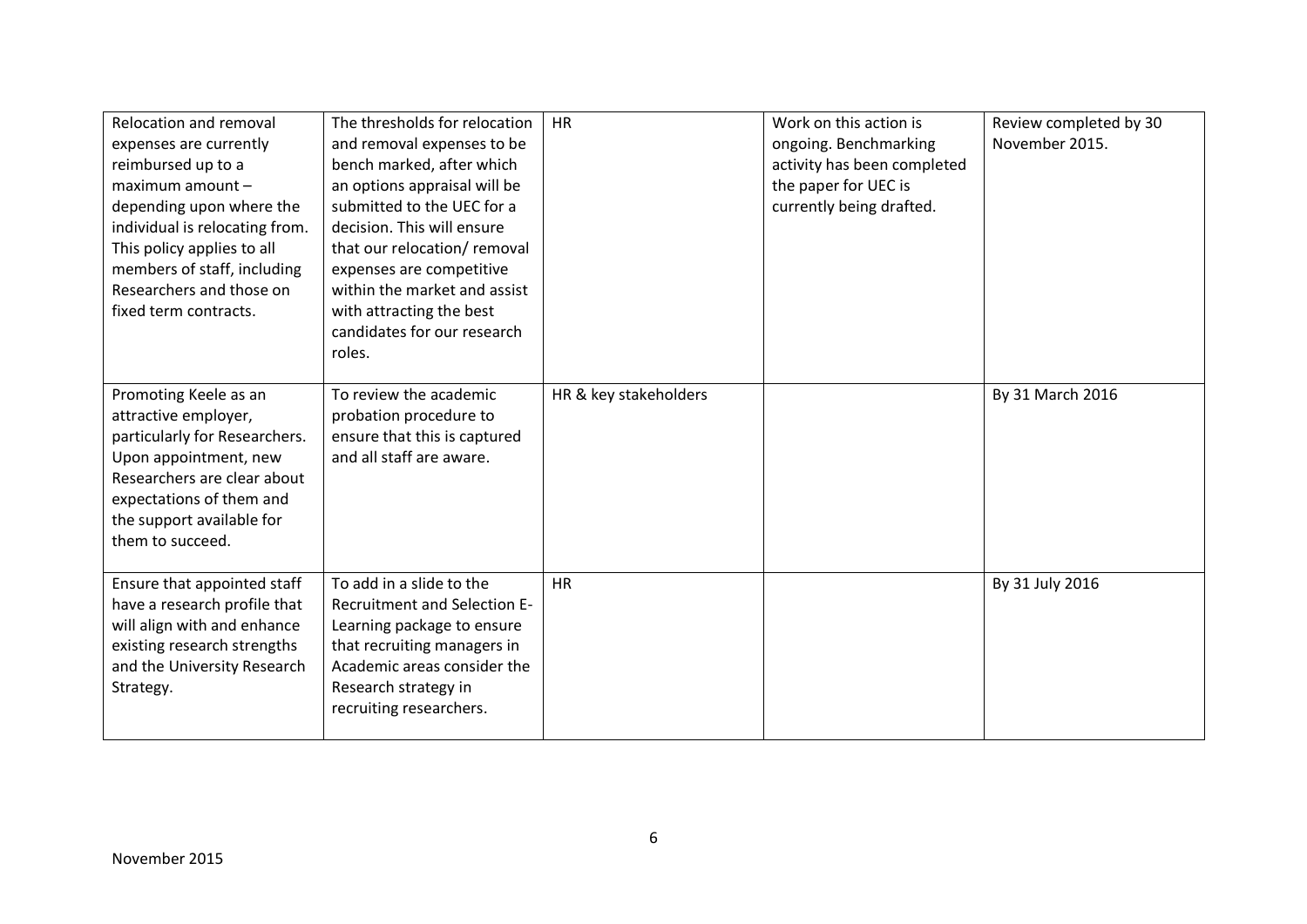| | | | | |
|---|---|---|---|---|
| Relocation and removal expenses are currently reimbursed up to a maximum amount – depending upon where the individual is relocating from. This policy applies to all members of staff, including Researchers and those on fixed term contracts. | The thresholds for relocation and removal expenses to be bench marked, after which an options appraisal will be submitted to the UEC for a decision. This will ensure that our relocation/ removal expenses are competitive within the market and assist with attracting the best candidates for our research roles. | HR | Work on this action is ongoing. Benchmarking activity has been completed the paper for UEC is currently being drafted. | Review completed by 30 November 2015. |
| Promoting Keele as an attractive employer, particularly for Researchers. Upon appointment, new Researchers are clear about expectations of them and the support available for them to succeed. | To review the academic probation procedure to ensure that this is captured and all staff are aware. | HR & key stakeholders | | By 31 March 2016 |
| Ensure that appointed staff have a research profile that will align with and enhance existing research strengths and the University Research Strategy. | To add in a slide to the Recruitment and Selection E-Learning package to ensure that recruiting managers in Academic areas consider the Research strategy in recruiting researchers. | HR | | By 31 July 2016 |

November 2015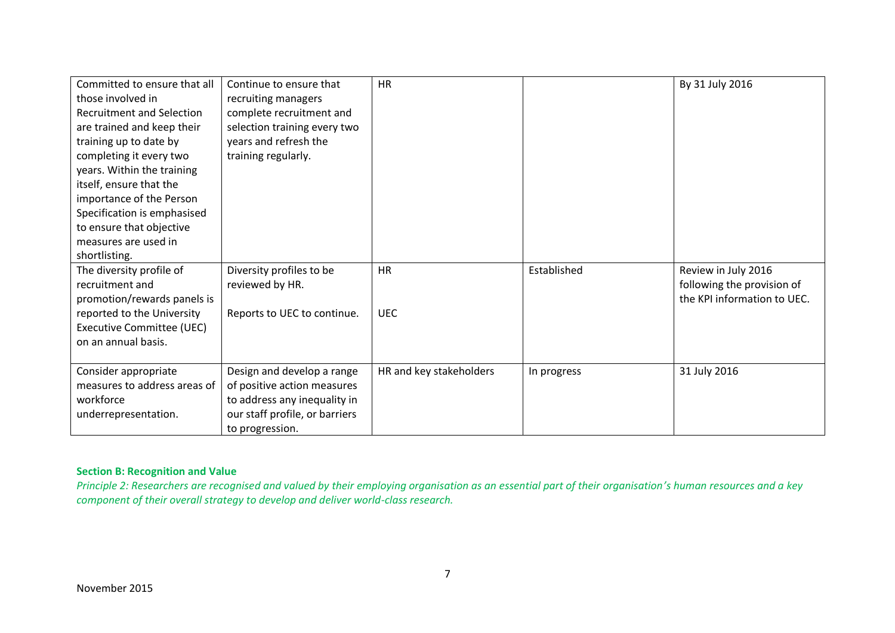| | | | | |
|---|---|---|---|---|
| Committed to ensure that all those involved in Recruitment and Selection are trained and keep their training up to date by completing it every two years. Within the training itself, ensure that the importance of the Person Specification is emphasised to ensure that objective measures are used in shortlisting. | Continue to ensure that recruiting managers complete recruitment and selection training every two years and refresh the training regularly. | HR | | By 31 July 2016 |
| The diversity profile of recruitment and promotion/rewards panels is reported to the University Executive Committee (UEC) on an annual basis. | Diversity profiles to be reviewed by HR.<br><br>Reports to UEC to continue. | HR<br><br>UEC | Established | Review in July 2016 following the provision of the KPI information to UEC. |
| Consider appropriate measures to address areas of workforce underrepresentation. | Design and develop a range of positive action measures to address any inequality in our staff profile, or barriers to progression. | HR and key stakeholders | In progress | 31 July 2016 |

**Section B: Recognition and Value**

*Principle 2: Researchers are recognised and valued by their employing organisation as an essential part of their organisation's human resources and a key component of their overall strategy to develop and deliver world-class research.*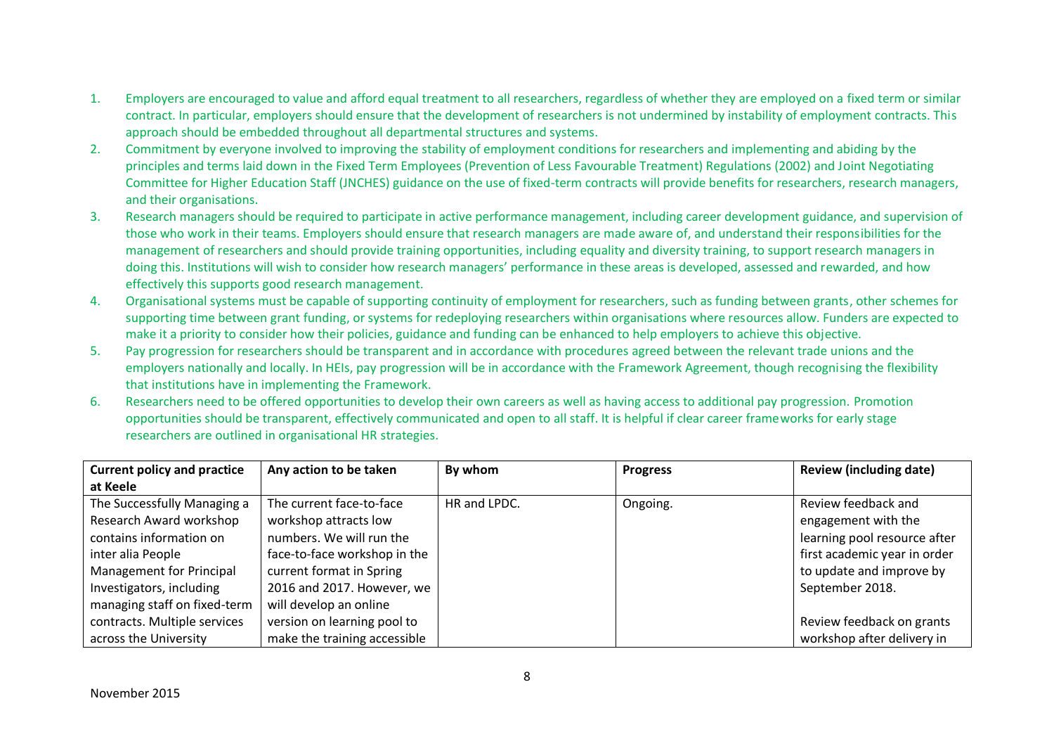1. Employers are encouraged to value and afford equal treatment to all researchers, regardless of whether they are employed on a fixed term or similar contract. In particular, employers should ensure that the development of researchers is not undermined by instability of employment contracts. This approach should be embedded throughout all departmental structures and systems.
2. Commitment by everyone involved to improving the stability of employment conditions for researchers and implementing and abiding by the principles and terms laid down in the Fixed Term Employees (Prevention of Less Favourable Treatment) Regulations (2002) and Joint Negotiating Committee for Higher Education Staff (JNCHES) guidance on the use of fixed-term contracts will provide benefits for researchers, research managers, and their organisations.
3. Research managers should be required to participate in active performance management, including career development guidance, and supervision of those who work in their teams. Employers should ensure that research managers are made aware of, and understand their responsibilities for the management of researchers and should provide training opportunities, including equality and diversity training, to support research managers in doing this. Institutions will wish to consider how research managers' performance in these areas is developed, assessed and rewarded, and how effectively this supports good research management.
4. Organisational systems must be capable of supporting continuity of employment for researchers, such as funding between grants, other schemes for supporting time between grant funding, or systems for redeploying researchers within organisations where resources allow. Funders are expected to make it a priority to consider how their policies, guidance and funding can be enhanced to help employers to achieve this objective.
5. Pay progression for researchers should be transparent and in accordance with procedures agreed between the relevant trade unions and the employers nationally and locally. In HEIs, pay progression will be in accordance with the Framework Agreement, though recognising the flexibility that institutions have in implementing the Framework.
6. Researchers need to be offered opportunities to develop their own careers as well as having access to additional pay progression. Promotion opportunities should be transparent, effectively communicated and open to all staff. It is helpful if clear career frameworks for early stage researchers are outlined in organisational HR strategies.

| Current policy and practice at Keele | Any action to be taken | By whom | Progress | Review (including date) |
|---|---|---|---|---|
| The Successfully Managing a Research Award workshop contains information on inter alia People Management for Principal Investigators, including managing staff on fixed-term contracts. Multiple services across the University | The current face-to-face workshop attracts low numbers. We will run the face-to-face workshop in the current format in Spring 2016 and 2017. However, we will develop an online version on learning pool to make the training accessible | HR and LPDC. | Ongoing. | Review feedback and engagement with the learning pool resource after first academic year in order to update and improve by September 2018.<br><br>Review feedback on grants workshop after delivery in |

November 2015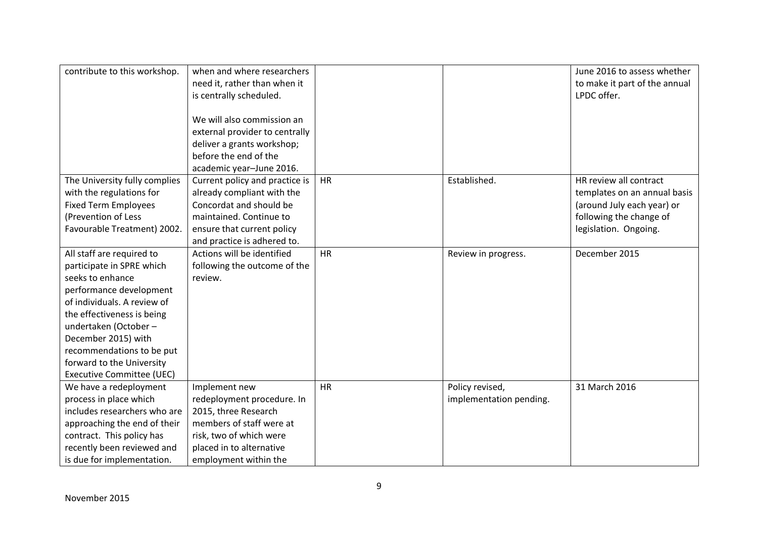| contribute to this workshop. | when and where researchers need it, rather than when it is centrally scheduled.<br><br>We will also commission an external provider to centrally deliver a grants workshop; before the end of the academic year–June 2016. | | | June 2016 to assess whether to make it part of the annual LPDC offer. |
|---|---|---|---|---|
| The University fully complies with the regulations for Fixed Term Employees (Prevention of Less Favourable Treatment) 2002. | Current policy and practice is already compliant with the Concordat and should be maintained. Continue to ensure that current policy and practice is adhered to. | HR | Established. | HR review all contract templates on an annual basis (around July each year) or following the change of legislation. Ongoing. |
| All staff are required to participate in SPRE which seeks to enhance performance development of individuals. A review of the effectiveness is being undertaken (October – December 2015) with recommendations to be put forward to the University Executive Committee (UEC) | Actions will be identified following the outcome of the review. | HR | Review in progress. | December 2015 |
| We have a redeployment process in place which includes researchers who are approaching the end of their contract. This policy has recently been reviewed and is due for implementation. | Implement new redeployment procedure. In 2015, three Research members of staff were at risk, two of which were placed in to alternative employment within the | HR | Policy revised, implementation pending. | 31 March 2016 |

November 2015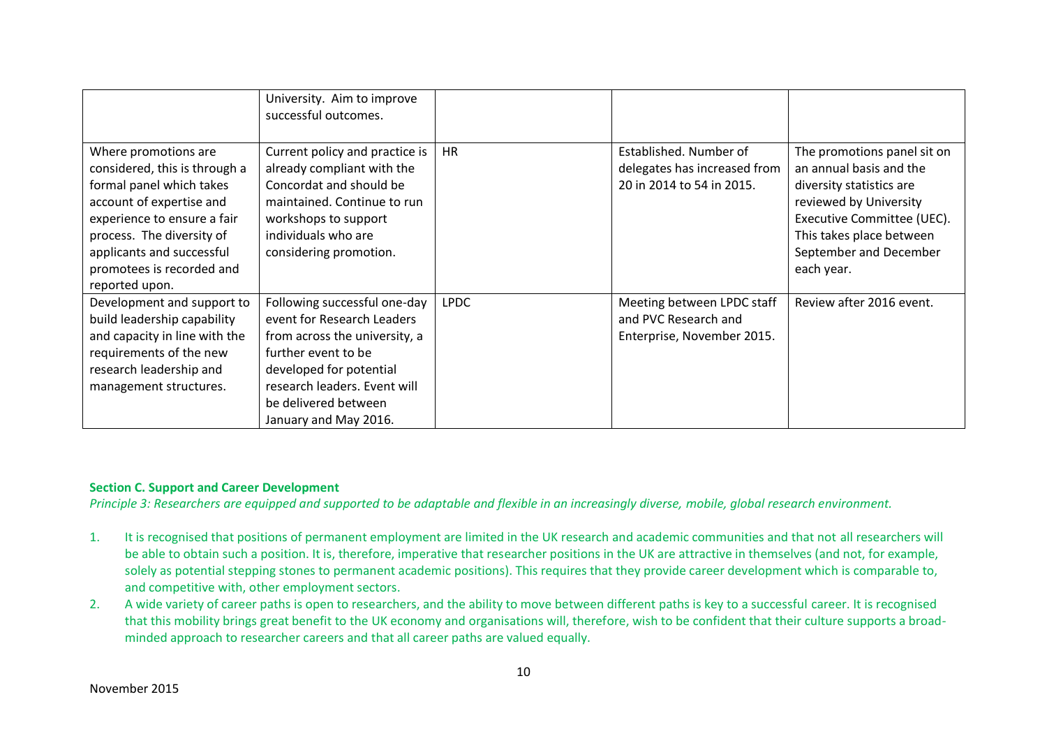| | | | | |
|---|---|---|---|---|
| | University. Aim to improve successful outcomes. | | | |
| Where promotions are considered, this is through a formal panel which takes account of expertise and experience to ensure a fair process. The diversity of applicants and successful promotees is recorded and reported upon. | Current policy and practice is already compliant with the Concordat and should be maintained. Continue to run workshops to support individuals who are considering promotion. | HR | Established. Number of delegates has increased from 20 in 2014 to 54 in 2015. | The promotions panel sit on an annual basis and the diversity statistics are reviewed by University Executive Committee (UEC). This takes place between September and December each year. |
| Development and support to build leadership capability and capacity in line with the requirements of the new research leadership and management structures. | Following successful one-day event for Research Leaders from across the university, a further event to be developed for potential research leaders. Event will be delivered between January and May 2016. | LPDC | Meeting between LPDC staff and PVC Research and Enterprise, November 2015. | Review after 2016 event. |

**Section C. Support and Career Development**

*Principle 3: Researchers are equipped and supported to be adaptable and flexible in an increasingly diverse, mobile, global research environment.*

1. It is recognised that positions of permanent employment are limited in the UK research and academic communities and that not all researchers will be able to obtain such a position. It is, therefore, imperative that researcher positions in the UK are attractive in themselves (and not, for example, solely as potential stepping stones to permanent academic positions). This requires that they provide career development which is comparable to, and competitive with, other employment sectors.
2. A wide variety of career paths is open to researchers, and the ability to move between different paths is key to a successful career. It is recognised that this mobility brings great benefit to the UK economy and organisations will, therefore, wish to be confident that their culture supports a broad-minded approach to researcher careers and that all career paths are valued equally.

November 2015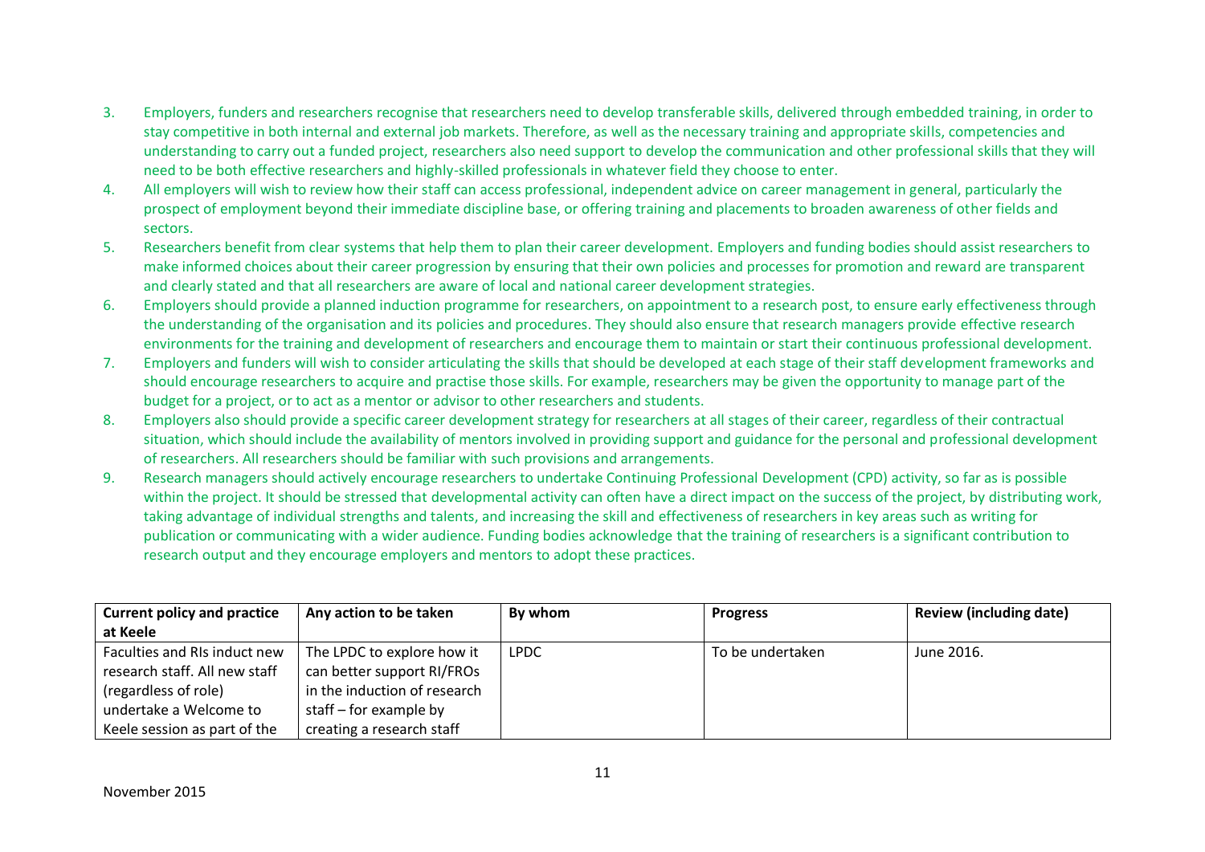3. Employers, funders and researchers recognise that researchers need to develop transferable skills, delivered through embedded training, in order to stay competitive in both internal and external job markets. Therefore, as well as the necessary training and appropriate skills, competencies and understanding to carry out a funded project, researchers also need support to develop the communication and other professional skills that they will need to be both effective researchers and highly-skilled professionals in whatever field they choose to enter.
4. All employers will wish to review how their staff can access professional, independent advice on career management in general, particularly the prospect of employment beyond their immediate discipline base, or offering training and placements to broaden awareness of other fields and sectors.
5. Researchers benefit from clear systems that help them to plan their career development. Employers and funding bodies should assist researchers to make informed choices about their career progression by ensuring that their own policies and processes for promotion and reward are transparent and clearly stated and that all researchers are aware of local and national career development strategies.
6. Employers should provide a planned induction programme for researchers, on appointment to a research post, to ensure early effectiveness through the understanding of the organisation and its policies and procedures. They should also ensure that research managers provide effective research environments for the training and development of researchers and encourage them to maintain or start their continuous professional development.
7. Employers and funders will wish to consider articulating the skills that should be developed at each stage of their staff development frameworks and should encourage researchers to acquire and practise those skills. For example, researchers may be given the opportunity to manage part of the budget for a project, or to act as a mentor or advisor to other researchers and students.
8. Employers also should provide a specific career development strategy for researchers at all stages of their career, regardless of their contractual situation, which should include the availability of mentors involved in providing support and guidance for the personal and professional development of researchers. All researchers should be familiar with such provisions and arrangements.
9. Research managers should actively encourage researchers to undertake Continuing Professional Development (CPD) activity, so far as is possible within the project. It should be stressed that developmental activity can often have a direct impact on the success of the project, by distributing work, taking advantage of individual strengths and talents, and increasing the skill and effectiveness of researchers in key areas such as writing for publication or communicating with a wider audience. Funding bodies acknowledge that the training of researchers is a significant contribution to research output and they encourage employers and mentors to adopt these practices.

| Current policy and practice at Keele | Any action to be taken | By whom | Progress | Review (including date) |
|---|---|---|---|---|
| Faculties and RIs induct new research staff. All new staff (regardless of role) undertake a Welcome to Keele session as part of the | The LPDC to explore how it can better support RI/FROs in the induction of research staff – for example by creating a research staff | LPDC | To be undertaken | June 2016. |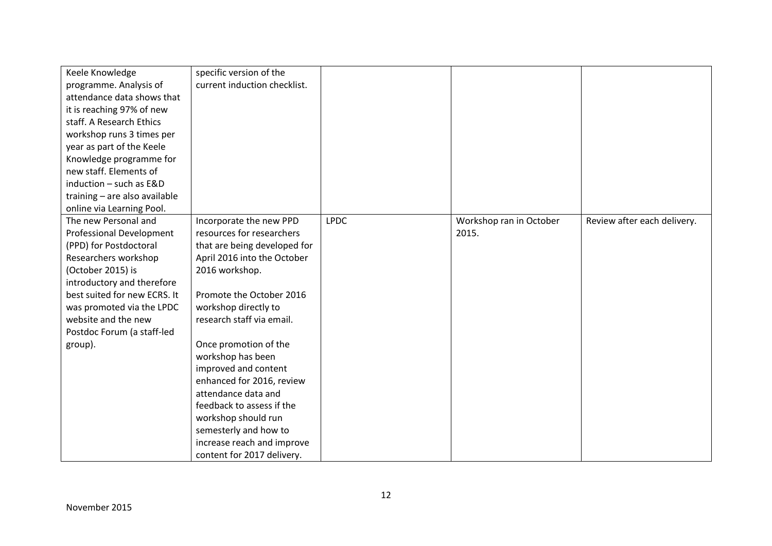| | | | | |
|---|---|---|---|---|
| Keele Knowledge programme. Analysis of attendance data shows that it is reaching 97% of new staff. A Research Ethics workshop runs 3 times per year as part of the Keele Knowledge programme for new staff. Elements of induction – such as E&D training – are also available online via Learning Pool. | specific version of the current induction checklist. | | | |
| The new Personal and Professional Development (PPD) for Postdoctoral Researchers workshop (October 2015) is introductory and therefore best suited for new ECRS. It was promoted via the LPDC website and the new Postdoc Forum (a staff-led group). | Incorporate the new PPD resources for researchers that are being developed for April 2016 into the October 2016 workshop.<br><br>Promote the October 2016 workshop directly to research staff via email.<br><br>Once promotion of the workshop has been improved and content enhanced for 2016, review attendance data and feedback to assess if the workshop should run semesterly and how to increase reach and improve content for 2017 delivery. | LPDC | Workshop ran in October 2015. | Review after each delivery. |

November 2015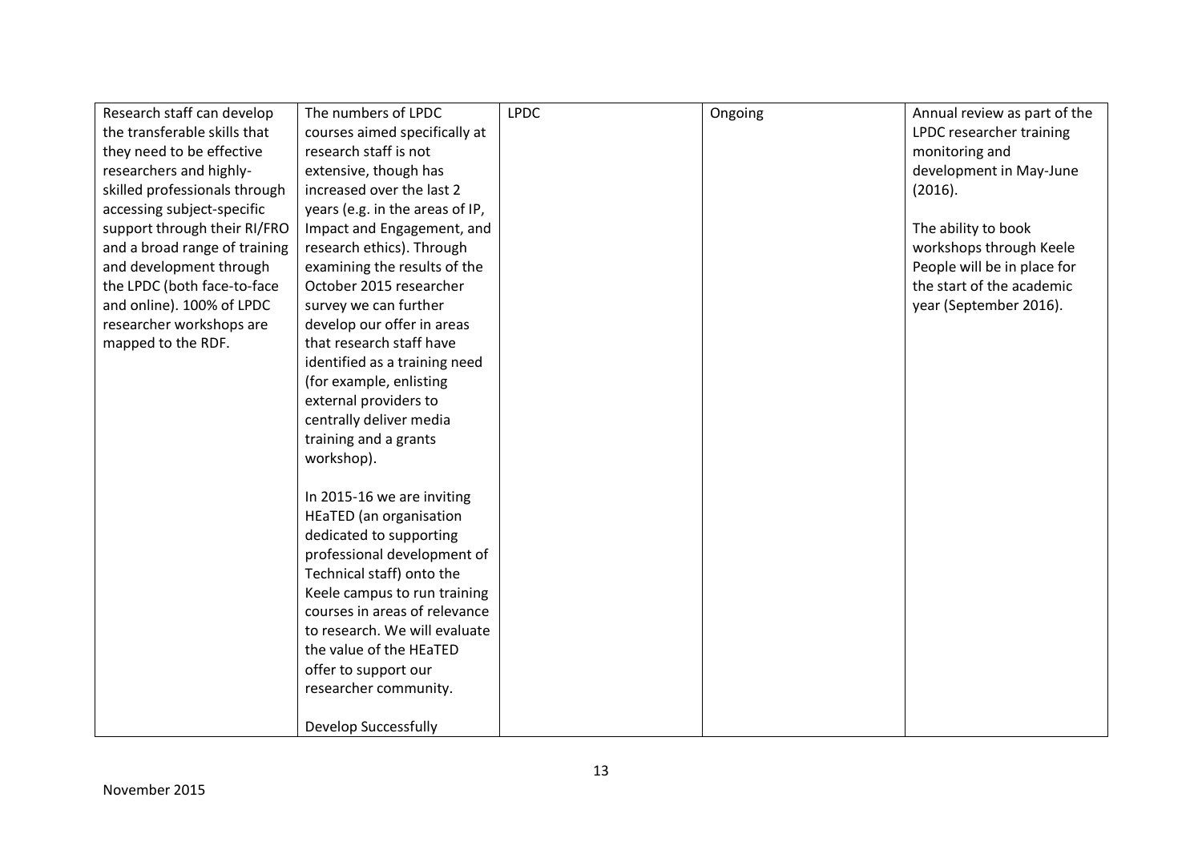| | | | | |
|---|---|---|---|---|
| Research staff can develop the transferable skills that they need to be effective researchers and highly-skilled professionals through accessing subject-specific support through their RI/FRO and a broad range of training and development through the LPDC (both face-to-face and online). 100% of LPDC researcher workshops are mapped to the RDF. | The numbers of LPDC courses aimed specifically at research staff is not extensive, though has increased over the last 2 years (e.g. in the areas of IP, Impact and Engagement, and research ethics). Through examining the results of the October 2015 researcher survey we can further develop our offer in areas that research staff have identified as a training need (for example, enlisting external providers to centrally deliver media training and a grants workshop).<br><br>In 2015-16 we are inviting HEaTED (an organisation dedicated to supporting professional development of Technical staff) onto the Keele campus to run training courses in areas of relevance to research. We will evaluate the value of the HEaTED offer to support our researcher community.<br><br>Develop Successfully | LPDC | Ongoing | Annual review as part of the LPDC researcher training monitoring and development in May-June (2016).<br><br>The ability to book workshops through Keele People will be in place for the start of the academic year (September 2016). |

November 2015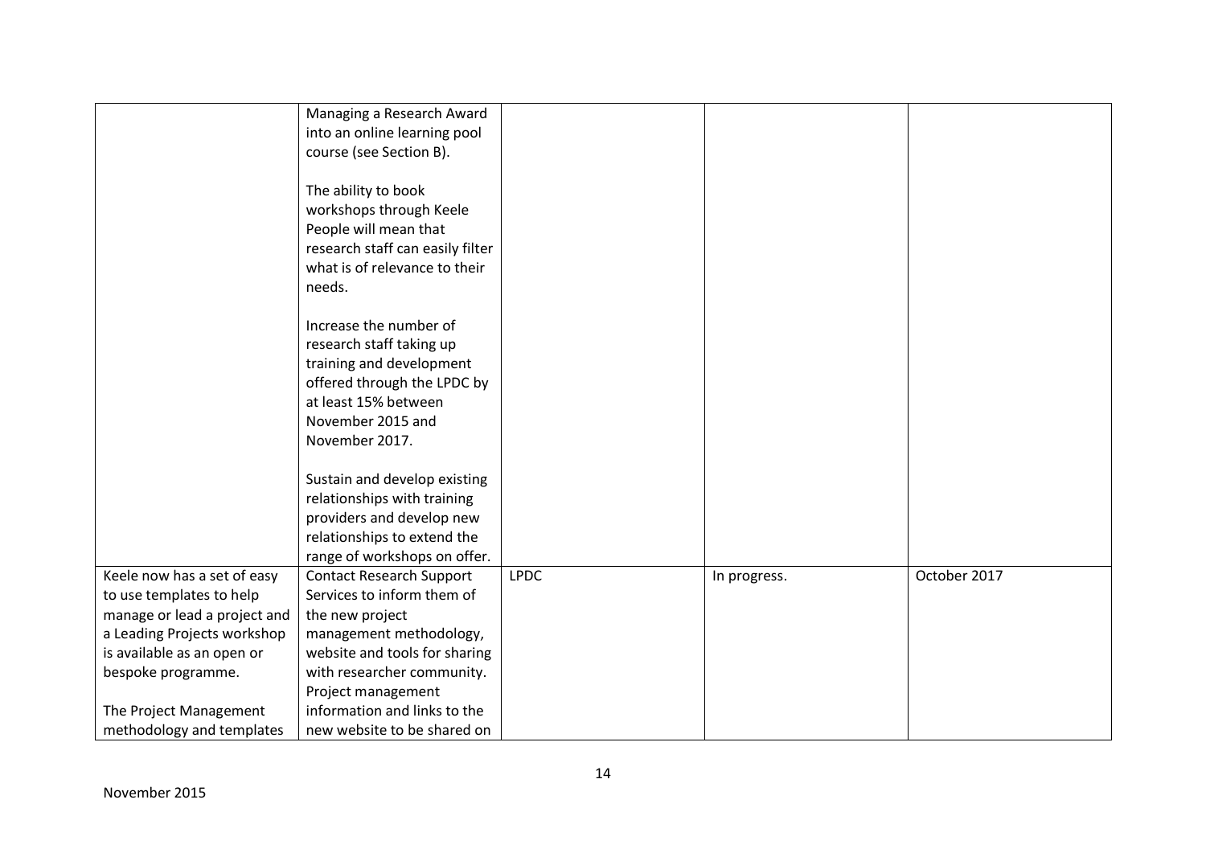| | | | | |
|---|---|---|---|---|
| | Managing a Research Award into an online learning pool course (see Section B).<br><br>The ability to book workshops through Keele People will mean that research staff can easily filter what is of relevance to their needs.<br><br>Increase the number of research staff taking up training and development offered through the LPDC by at least 15% between November 2015 and November 2017.<br><br>Sustain and develop existing relationships with training providers and develop new relationships to extend the range of workshops on offer. | | | |
| Keele now has a set of easy to use templates to help manage or lead a project and a Leading Projects workshop is available as an open or bespoke programme.<br><br>The Project Management methodology and templates | Contact Research Support Services to inform them of the new project management methodology, website and tools for sharing with researcher community. Project management information and links to the new website to be shared on | LPDC | In progress. | October 2017 |

November 2015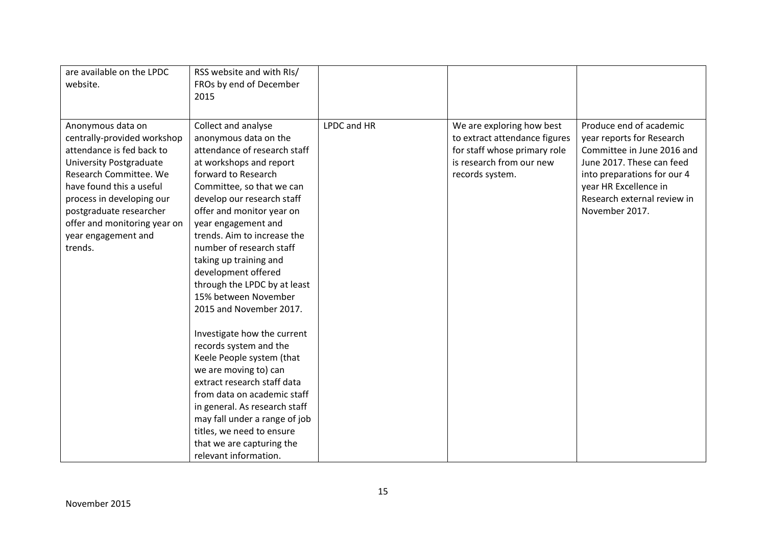| | | | | |
|---|---|---|---|---|
| are available on the LPDC website. | RSS website and with RIs/ FROs by end of December 2015 | | | |
| Anonymous data on centrally-provided workshop attendance is fed back to University Postgraduate Research Committee. We have found this a useful process in developing our postgraduate researcher offer and monitoring year on year engagement and trends. | Collect and analyse anonymous data on the attendance of research staff at workshops and report forward to Research Committee, so that we can develop our research staff offer and monitor year on year engagement and trends. Aim to increase the number of research staff taking up training and development offered through the LPDC by at least 15% between November 2015 and November 2017.<br><br>Investigate how the current records system and the Keele People system (that we are moving to) can extract research staff data from data on academic staff in general. As research staff may fall under a range of job titles, we need to ensure that we are capturing the relevant information. | LPDC and HR | We are exploring how best to extract attendance figures for staff whose primary role is research from our new records system. | Produce end of academic year reports for Research Committee in June 2016 and June 2017. These can feed into preparations for our 4 year HR Excellence in Research external review in November 2017. |

November 2015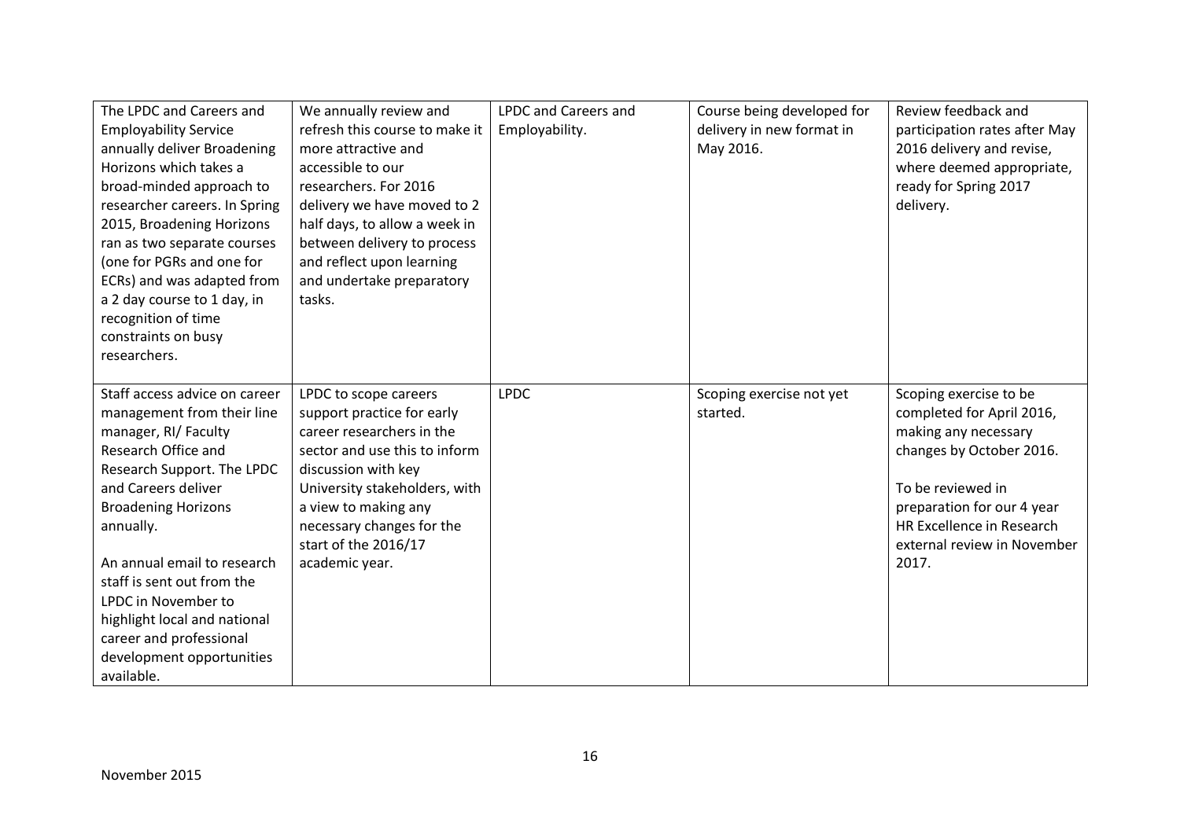| | | | | |
|---|---|---|---|---|
| The LPDC and Careers and Employability Service annually deliver Broadening Horizons which takes a broad-minded approach to researcher careers. In Spring 2015, Broadening Horizons ran as two separate courses (one for PGRs and one for ECRs) and was adapted from a 2 day course to 1 day, in recognition of time constraints on busy researchers. | We annually review and refresh this course to make it more attractive and accessible to our researchers. For 2016 delivery we have moved to 2 half days, to allow a week in between delivery to process and reflect upon learning and undertake preparatory tasks. | LPDC and Careers and Employability. | Course being developed for delivery in new format in May 2016. | Review feedback and participation rates after May 2016 delivery and revise, where deemed appropriate, ready for Spring 2017 delivery. |
| Staff access advice on career management from their line manager, RI/ Faculty Research Office and Research Support. The LPDC and Careers deliver Broadening Horizons annually.<br><br>An annual email to research staff is sent out from the LPDC in November to highlight local and national career and professional development opportunities available. | LPDC to scope careers support practice for early career researchers in the sector and use this to inform discussion with key University stakeholders, with a view to making any necessary changes for the start of the 2016/17 academic year. | LPDC | Scoping exercise not yet started. | Scoping exercise to be completed for April 2016, making any necessary changes by October 2016.<br><br>To be reviewed in preparation for our 4 year HR Excellence in Research external review in November 2017. |

November 2015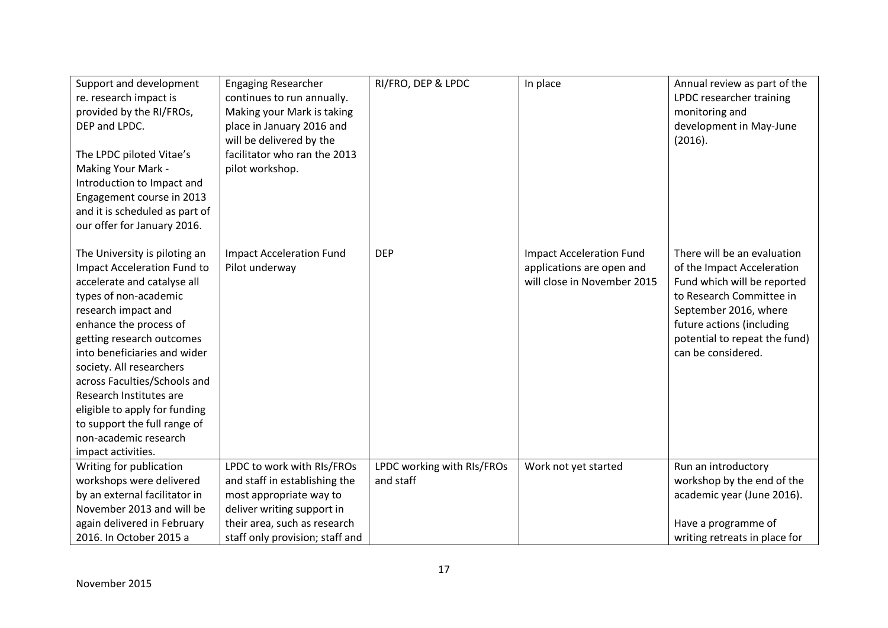| | | | | |
|---|---|---|---|---|
| Support and development re. research impact is provided by the RI/FROs, DEP and LPDC.<br><br>The LPDC piloted Vitae's Making Your Mark - Introduction to Impact and Engagement course in 2013 and it is scheduled as part of our offer for January 2016. | Engaging Researcher continues to run annually. Making your Mark is taking place in January 2016 and will be delivered by the facilitator who ran the 2013 pilot workshop. | RI/FRO, DEP & LPDC | In place | Annual review as part of the LPDC researcher training monitoring and development in May-June (2016). |
| The University is piloting an Impact Acceleration Fund to accelerate and catalyse all types of non-academic research impact and enhance the process of getting research outcomes into beneficiaries and wider society. All researchers across Faculties/Schools and Research Institutes are eligible to apply for funding to support the full range of non-academic research impact activities. | Impact Acceleration Fund Pilot underway | DEP | Impact Acceleration Fund applications are open and will close in November 2015 | There will be an evaluation of the Impact Acceleration Fund which will be reported to Research Committee in September 2016, where future actions (including potential to repeat the fund) can be considered. |
| Writing for publication workshops were delivered by an external facilitator in November 2013 and will be again delivered in February 2016. In October 2015 a | LPDC to work with RIs/FROs and staff in establishing the most appropriate way to deliver writing support in their area, such as research staff only provision; staff and | LPDC working with RIs/FROs and staff | Work not yet started | Run an introductory workshop by the end of the academic year (June 2016).<br><br>Have a programme of writing retreats in place for |

November 2015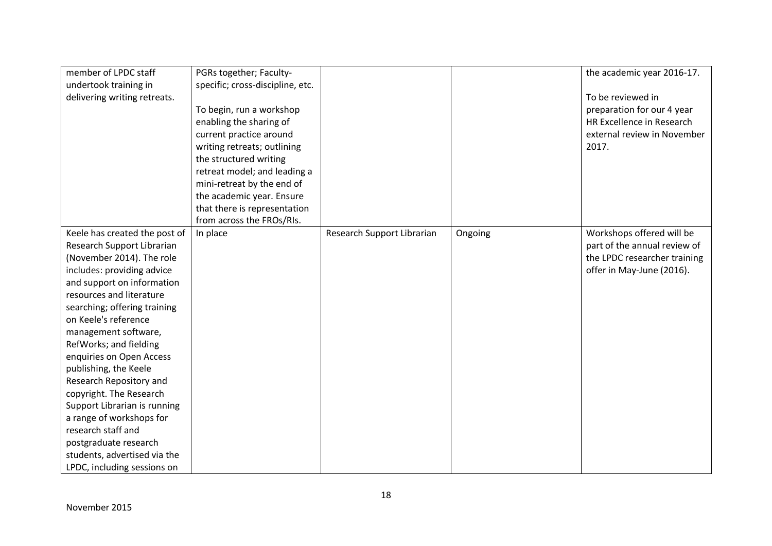| | | | | |
|---|---|---|---|---|
| member of LPDC staff undertook training in delivering writing retreats. | PGRs together; Faculty-specific; cross-discipline, etc.<br><br>To begin, run a workshop enabling the sharing of current practice around writing retreats; outlining the structured writing retreat model; and leading a mini-retreat by the end of the academic year. Ensure that there is representation from across the FROs/RIs. | | | the academic year 2016-17.<br><br>To be reviewed in preparation for our 4 year HR Excellence in Research external review in November 2017. |
| Keele has created the post of Research Support Librarian (November 2014). The role includes: providing advice and support on information resources and literature searching; offering training on Keele's reference management software, RefWorks; and fielding enquiries on Open Access publishing, the Keele Research Repository and copyright. The Research Support Librarian is running a range of workshops for research staff and postgraduate research students, advertised via the LPDC, including sessions on | In place | Research Support Librarian | Ongoing | Workshops offered will be part of the annual review of the LPDC researcher training offer in May-June (2016). |

November 2015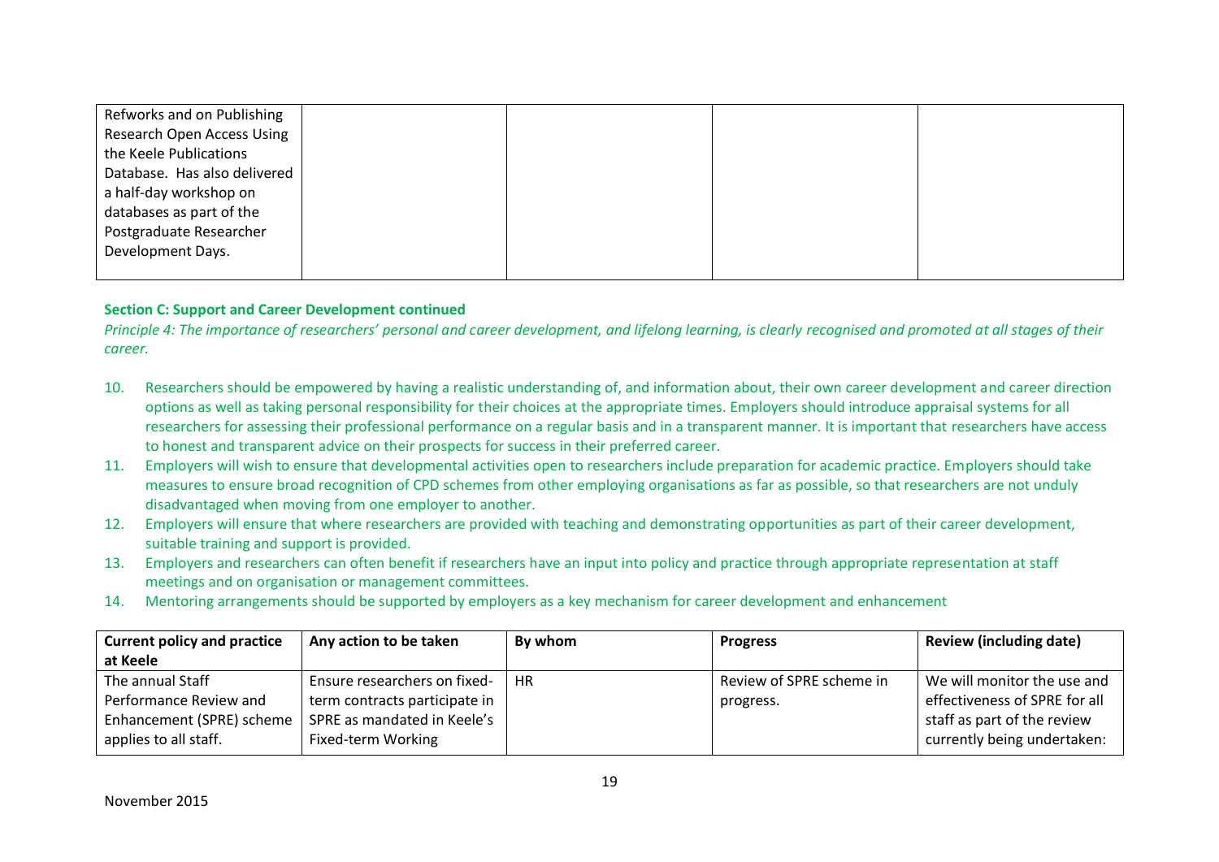| | | | | |
|---|---|---|---|---|
| Refworks and on Publishing Research Open Access Using the Keele Publications Database. Has also delivered a half-day workshop on databases as part of the Postgraduate Researcher Development Days. | | | | |

**Section C: Support and Career Development continued**

*Principle 4: The importance of researchers' personal and career development, and lifelong learning, is clearly recognised and promoted at all stages of their career.*

10. Researchers should be empowered by having a realistic understanding of, and information about, their own career development and career direction options as well as taking personal responsibility for their choices at the appropriate times. Employers should introduce appraisal systems for all researchers for assessing their professional performance on a regular basis and in a transparent manner. It is important that researchers have access to honest and transparent advice on their prospects for success in their preferred career.
11. Employers will wish to ensure that developmental activities open to researchers include preparation for academic practice. Employers should take measures to ensure broad recognition of CPD schemes from other employing organisations as far as possible, so that researchers are not unduly disadvantaged when moving from one employer to another.
12. Employers will ensure that where researchers are provided with teaching and demonstrating opportunities as part of their career development, suitable training and support is provided.
13. Employers and researchers can often benefit if researchers have an input into policy and practice through appropriate representation at staff meetings and on organisation or management committees.
14. Mentoring arrangements should be supported by employers as a key mechanism for career development and enhancement

| Current policy and practice at Keele | Any action to be taken | By whom | Progress | Review (including date) |
|---|---|---|---|---|
| The annual Staff Performance Review and Enhancement (SPRE) scheme applies to all staff. | Ensure researchers on fixed-term contracts participate in SPRE as mandated in Keele's Fixed-term Working | HR | Review of SPRE scheme in progress. | We will monitor the use and effectiveness of SPRE for all staff as part of the review currently being undertaken: |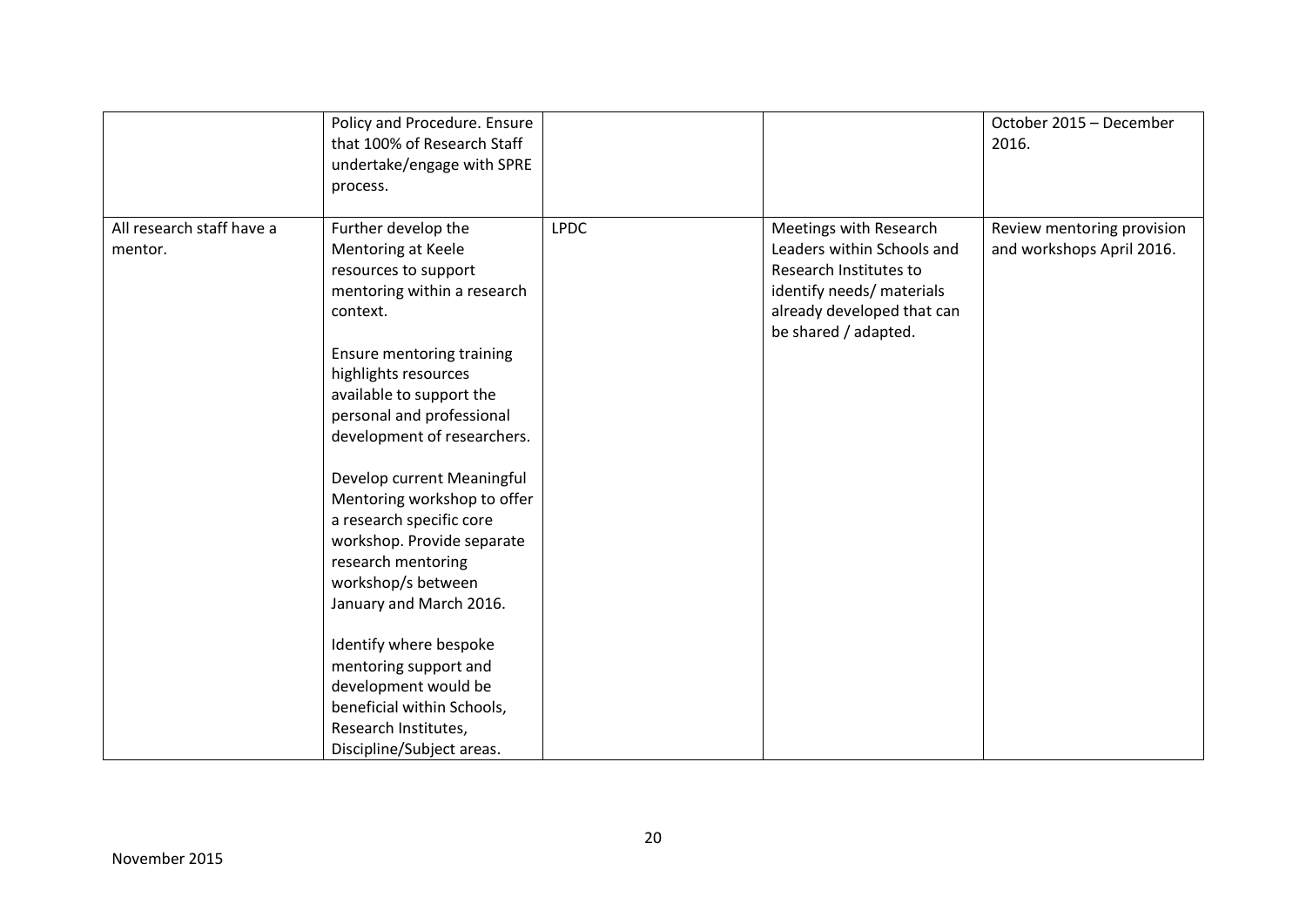| | | | | |
|---|---|---|---|---|
| | Policy and Procedure. Ensure that 100% of Research Staff undertake/engage with SPRE process. | | | October 2015 – December 2016. |
| All research staff have a mentor. | Further develop the Mentoring at Keele resources to support mentoring within a research context.<br><br>Ensure mentoring training highlights resources available to support the personal and professional development of researchers.<br><br>Develop current Meaningful Mentoring workshop to offer a research specific core workshop. Provide separate research mentoring workshop/s between January and March 2016.<br><br>Identify where bespoke mentoring support and development would be beneficial within Schools, Research Institutes, Discipline/Subject areas. | LPDC | Meetings with Research Leaders within Schools and Research Institutes to identify needs/ materials already developed that can be shared / adapted. | Review mentoring provision and workshops April 2016. |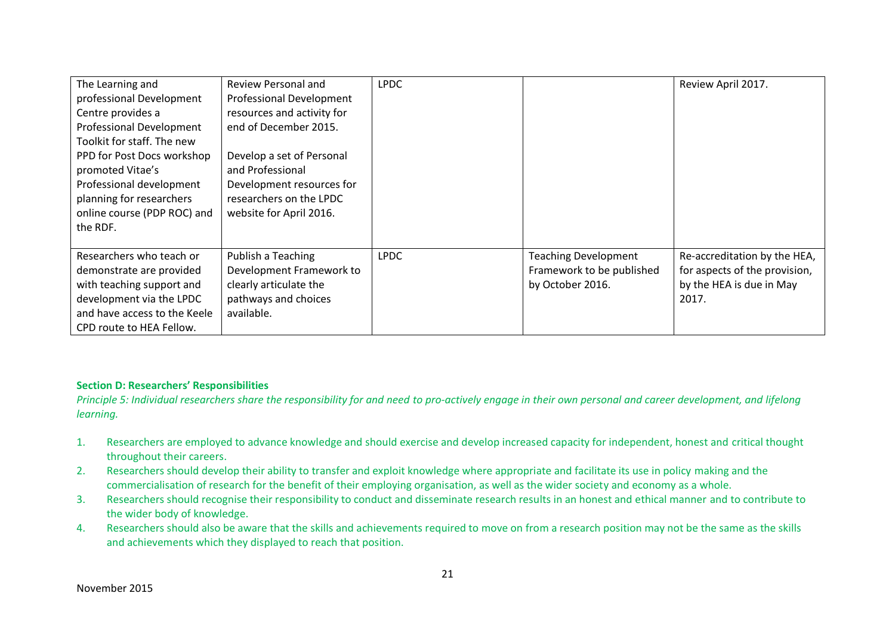| | | | | |
|---|---|---|---|---|
| The Learning and professional Development Centre provides a Professional Development Toolkit for staff. The new PPD for Post Docs workshop promoted Vitae's Professional development planning for researchers online course (PDP ROC) and the RDF. | Review Personal and Professional Development resources and activity for end of December 2015.<br><br>Develop a set of Personal and Professional Development resources for researchers on the LPDC website for April 2016. | LPDC | | Review April 2017. |
| Researchers who teach or demonstrate are provided with teaching support and development via the LPDC and have access to the Keele CPD route to HEA Fellow. | Publish a Teaching Development Framework to clearly articulate the pathways and choices available. | LPDC | Teaching Development Framework to be published by October 2016. | Re-accreditation by the HEA, for aspects of the provision, by the HEA is due in May 2017. |

**Section D: Researchers' Responsibilities**

*Principle 5: Individual researchers share the responsibility for and need to pro-actively engage in their own personal and career development, and lifelong learning.*

1. Researchers are employed to advance knowledge and should exercise and develop increased capacity for independent, honest and critical thought throughout their careers.
2. Researchers should develop their ability to transfer and exploit knowledge where appropriate and facilitate its use in policy making and the commercialisation of research for the benefit of their employing organisation, as well as the wider society and economy as a whole.
3. Researchers should recognise their responsibility to conduct and disseminate research results in an honest and ethical manner and to contribute to the wider body of knowledge.
4. Researchers should also be aware that the skills and achievements required to move on from a research position may not be the same as the skills and achievements which they displayed to reach that position.

November 2015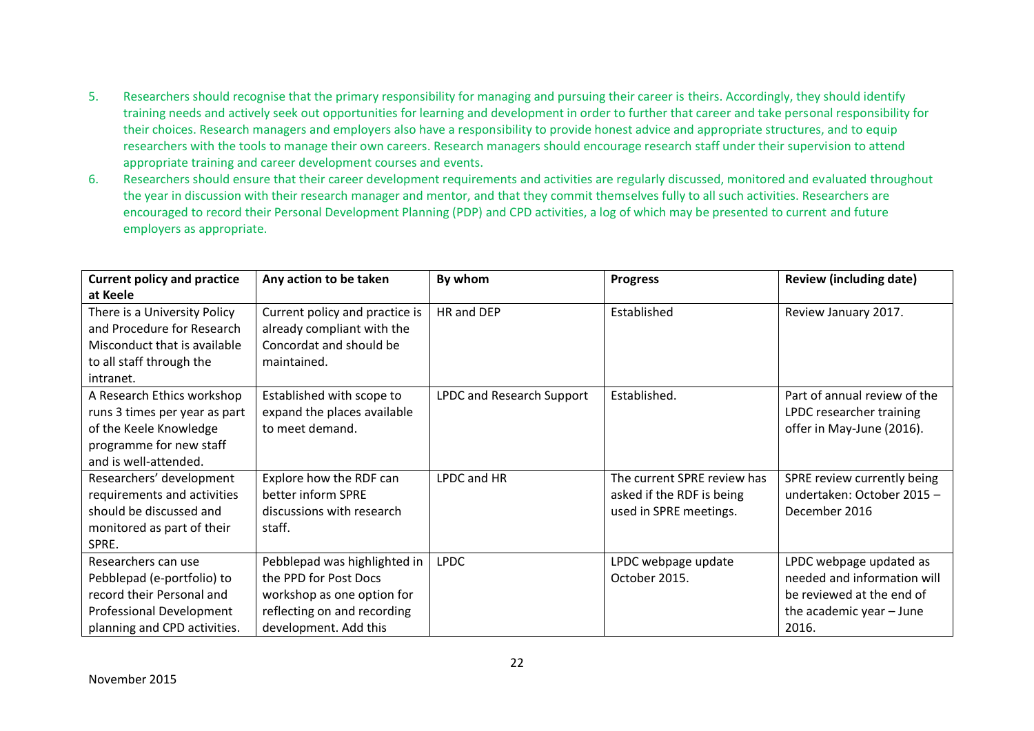5. Researchers should recognise that the primary responsibility for managing and pursuing their career is theirs. Accordingly, they should identify training needs and actively seek out opportunities for learning and development in order to further that career and take personal responsibility for their choices. Research managers and employers also have a responsibility to provide honest advice and appropriate structures, and to equip researchers with the tools to manage their own careers. Research managers should encourage research staff under their supervision to attend appropriate training and career development courses and events.
6. Researchers should ensure that their career development requirements and activities are regularly discussed, monitored and evaluated throughout the year in discussion with their research manager and mentor, and that they commit themselves fully to all such activities. Researchers are encouraged to record their Personal Development Planning (PDP) and CPD activities, a log of which may be presented to current and future employers as appropriate.

| Current policy and practice at Keele | Any action to be taken | By whom | Progress | Review (including date) |
|---|---|---|---|---|
| There is a University Policy and Procedure for Research Misconduct that is available to all staff through the intranet. | Current policy and practice is already compliant with the Concordat and should be maintained. | HR and DEP | Established | Review January 2017. |
| A Research Ethics workshop runs 3 times per year as part of the Keele Knowledge programme for new staff and is well-attended. | Established with scope to expand the places available to meet demand. | LPDC and Research Support | Established. | Part of annual review of the LPDC researcher training offer in May-June (2016). |
| Researchers' development requirements and activities should be discussed and monitored as part of their SPRE. | Explore how the RDF can better inform SPRE discussions with research staff. | LPDC and HR | The current SPRE review has asked if the RDF is being used in SPRE meetings. | SPRE review currently being undertaken: October 2015 – December 2016 |
| Researchers can use Pebblepad (e-portfolio) to record their Personal and Professional Development planning and CPD activities. | Pebblepad was highlighted in the PPD for Post Docs workshop as one option for reflecting on and recording development. Add this | LPDC | LPDC webpage update October 2015. | LPDC webpage updated as needed and information will be reviewed at the end of the academic year – June 2016. |

November 2015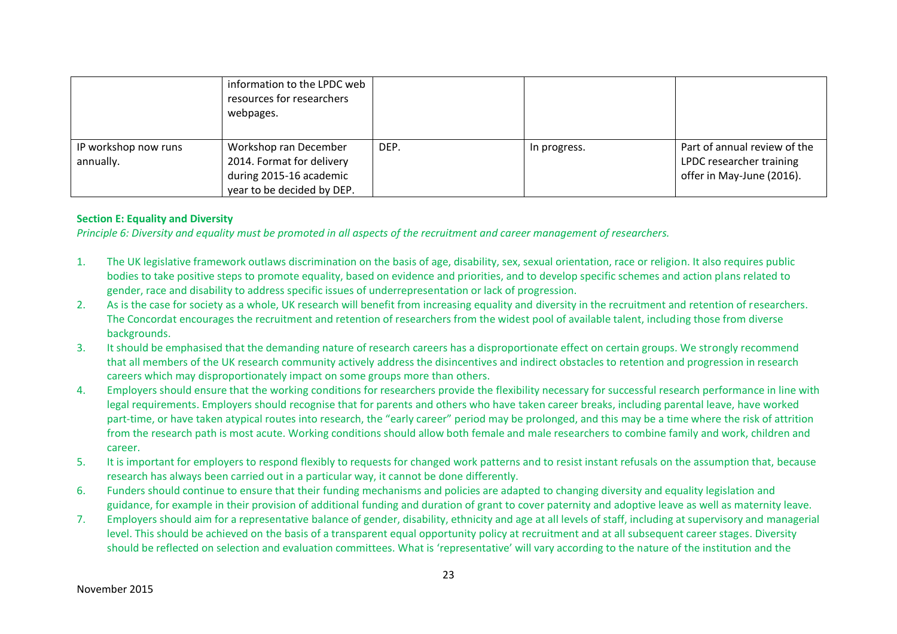| | | | | |
|---|---|---|---|---|
| | information to the LPDC web resources for researchers webpages. | | | |
| IP workshop now runs annually. | Workshop ran December 2014. Format for delivery during 2015-16 academic year to be decided by DEP. | DEP. | In progress. | Part of annual review of the LPDC researcher training offer in May-June (2016). |

**Section E: Equality and Diversity**

*Principle 6: Diversity and equality must be promoted in all aspects of the recruitment and career management of researchers.*

1. The UK legislative framework outlaws discrimination on the basis of age, disability, sex, sexual orientation, race or religion. It also requires public bodies to take positive steps to promote equality, based on evidence and priorities, and to develop specific schemes and action plans related to gender, race and disability to address specific issues of underrepresentation or lack of progression.
2. As is the case for society as a whole, UK research will benefit from increasing equality and diversity in the recruitment and retention of researchers. The Concordat encourages the recruitment and retention of researchers from the widest pool of available talent, including those from diverse backgrounds.
3. It should be emphasised that the demanding nature of research careers has a disproportionate effect on certain groups. We strongly recommend that all members of the UK research community actively address the disincentives and indirect obstacles to retention and progression in research careers which may disproportionately impact on some groups more than others.
4. Employers should ensure that the working conditions for researchers provide the flexibility necessary for successful research performance in line with legal requirements. Employers should recognise that for parents and others who have taken career breaks, including parental leave, have worked part-time, or have taken atypical routes into research, the "early career" period may be prolonged, and this may be a time where the risk of attrition from the research path is most acute. Working conditions should allow both female and male researchers to combine family and work, children and career.
5. It is important for employers to respond flexibly to requests for changed work patterns and to resist instant refusals on the assumption that, because research has always been carried out in a particular way, it cannot be done differently.
6. Funders should continue to ensure that their funding mechanisms and policies are adapted to changing diversity and equality legislation and guidance, for example in their provision of additional funding and duration of grant to cover paternity and adoptive leave as well as maternity leave.
7. Employers should aim for a representative balance of gender, disability, ethnicity and age at all levels of staff, including at supervisory and managerial level. This should be achieved on the basis of a transparent equal opportunity policy at recruitment and at all subsequent career stages. Diversity should be reflected on selection and evaluation committees. What is 'representative' will vary according to the nature of the institution and the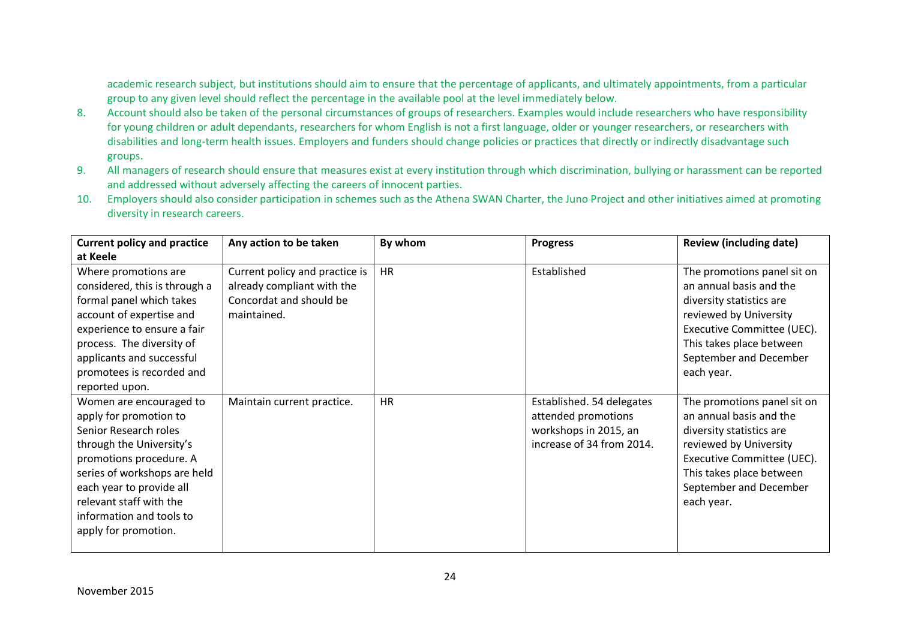academic research subject, but institutions should aim to ensure that the percentage of applicants, and ultimately appointments, from a particular group to any given level should reflect the percentage in the available pool at the level immediately below.

8. Account should also be taken of the personal circumstances of groups of researchers. Examples would include researchers who have responsibility for young children or adult dependants, researchers for whom English is not a first language, older or younger researchers, or researchers with disabilities and long-term health issues. Employers and funders should change policies or practices that directly or indirectly disadvantage such groups.
9. All managers of research should ensure that measures exist at every institution through which discrimination, bullying or harassment can be reported and addressed without adversely affecting the careers of innocent parties.
10. Employers should also consider participation in schemes such as the Athena SWAN Charter, the Juno Project and other initiatives aimed at promoting diversity in research careers.

| Current policy and practice at Keele | Any action to be taken | By whom | Progress | Review (including date) |
|---|---|---|---|---|
| Where promotions are considered, this is through a formal panel which takes account of expertise and experience to ensure a fair process. The diversity of applicants and successful promotees is recorded and reported upon. | Current policy and practice is already compliant with the Concordat and should be maintained. | HR | Established | The promotions panel sit on an annual basis and the diversity statistics are reviewed by University Executive Committee (UEC). This takes place between September and December each year. |
| Women are encouraged to apply for promotion to Senior Research roles through the University's promotions procedure. A series of workshops are held each year to provide all relevant staff with the information and tools to apply for promotion. | Maintain current practice. | HR | Established. 54 delegates attended promotions workshops in 2015, an increase of 34 from 2014. | The promotions panel sit on an annual basis and the diversity statistics are reviewed by University Executive Committee (UEC). This takes place between September and December each year. |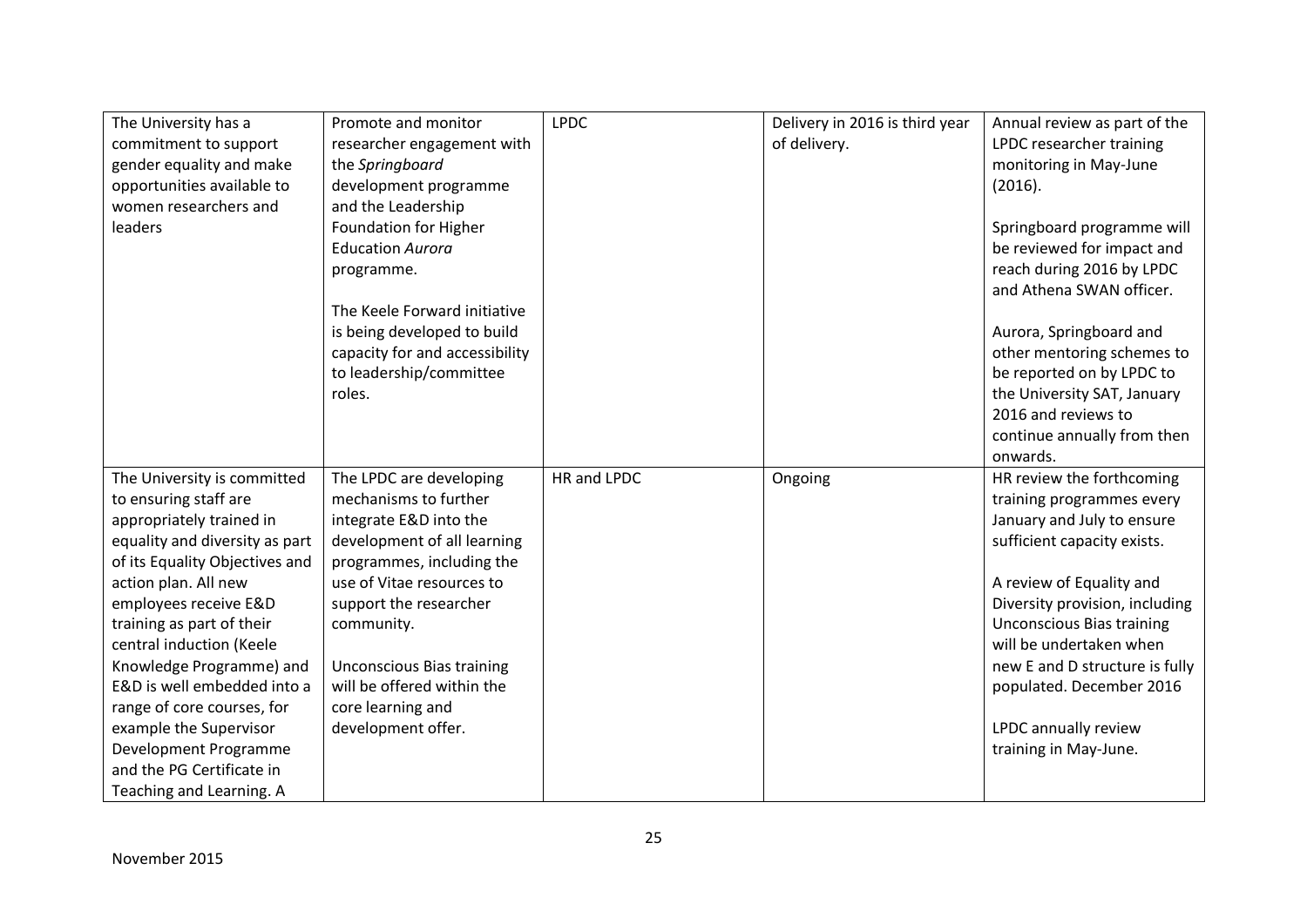| | | | | |
|---|---|---|---|---|
| The University has a commitment to support gender equality and make opportunities available to women researchers and leaders | Promote and monitor researcher engagement with the *Springboard* development programme and the Leadership Foundation for Higher Education *Aurora* programme.<br><br>The Keele Forward initiative is being developed to build capacity for and accessibility to leadership/committee roles. | LPDC | Delivery in 2016 is third year of delivery. | Annual review as part of the LPDC researcher training monitoring in May-June (2016).<br><br>Springboard programme will be reviewed for impact and reach during 2016 by LPDC and Athena SWAN officer.<br><br>Aurora, Springboard and other mentoring schemes to be reported on by LPDC to the University SAT, January 2016 and reviews to continue annually from then onwards. |
| The University is committed to ensuring staff are appropriately trained in equality and diversity as part of its Equality Objectives and action plan. All new employees receive E&D training as part of their central induction (Keele Knowledge Programme) and E&D is well embedded into a range of core courses, for example the Supervisor Development Programme and the PG Certificate in Teaching and Learning. A | The LPDC are developing mechanisms to further integrate E&D into the development of all learning programmes, including the use of Vitae resources to support the researcher community.<br><br>Unconscious Bias training will be offered within the core learning and development offer. | HR and LPDC | Ongoing | HR review the forthcoming training programmes every January and July to ensure sufficient capacity exists.<br><br>A review of Equality and Diversity provision, including Unconscious Bias training will be undertaken when new E and D structure is fully populated. December 2016<br><br>LPDC annually review training in May-June. |

November 2015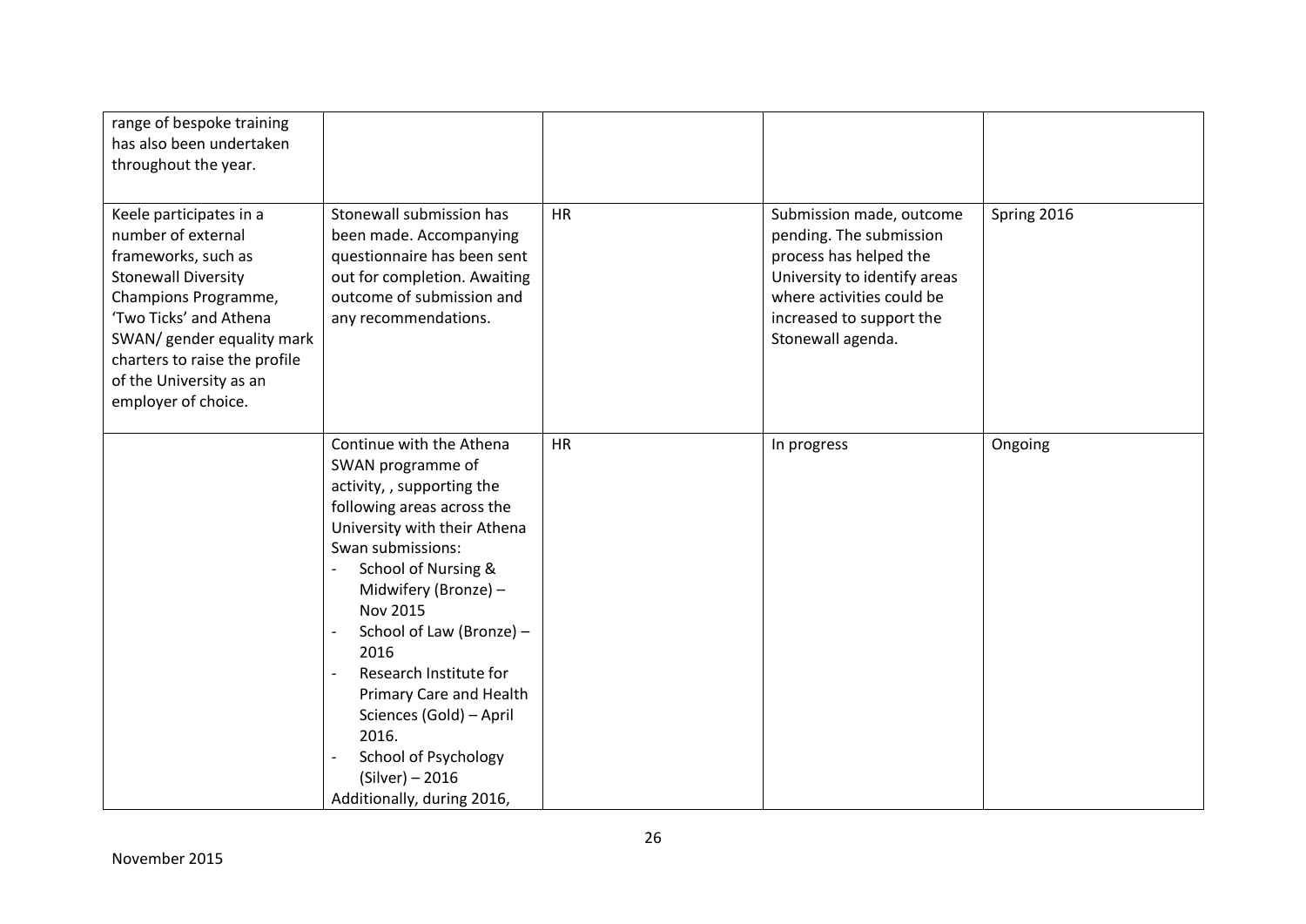| | | | | |
|---|---|---|---|---|
| range of bespoke training has also been undertaken throughout the year. | | | | |
| Keele participates in a number of external frameworks, such as Stonewall Diversity Champions Programme, 'Two Ticks' and Athena SWAN/ gender equality mark charters to raise the profile of the University as an employer of choice. | Stonewall submission has been made. Accompanying questionnaire has been sent out for completion. Awaiting outcome of submission and any recommendations. | HR | Submission made, outcome pending. The submission process has helped the University to identify areas where activities could be increased to support the Stonewall agenda. | Spring 2016 |
| | Continue with the Athena SWAN programme of activity, , supporting the following areas across the University with their Athena Swan submissions:<br>- School of Nursing & Midwifery (Bronze) – Nov 2015<br>- School of Law (Bronze) – 2016<br>- Research Institute for Primary Care and Health Sciences (Gold) – April 2016.<br>- School of Psychology (Silver) – 2016<br>Additionally, during 2016, | HR | In progress | Ongoing |

November 2015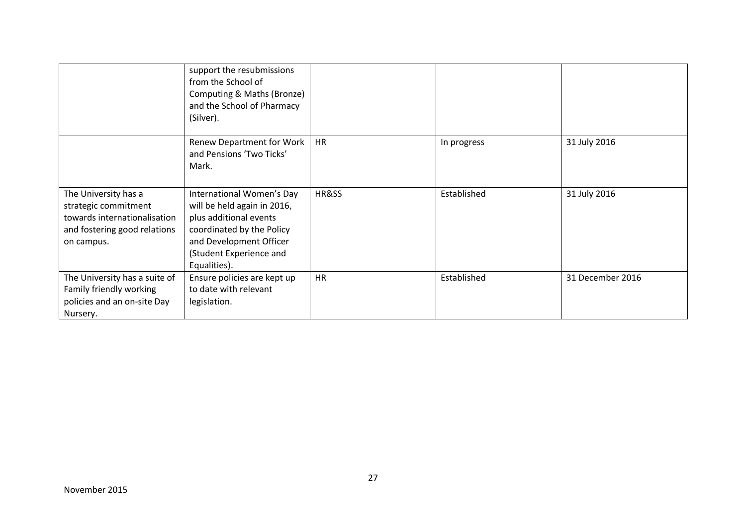| | | | | |
|---|---|---|---|---|
| | support the resubmissions from the School of Computing & Maths (Bronze) and the School of Pharmacy (Silver). | | | |
| | Renew Department for Work and Pensions 'Two Ticks' Mark. | HR | In progress | 31 July 2016 |
| The University has a strategic commitment towards internationalisation and fostering good relations on campus. | International Women's Day will be held again in 2016, plus additional events coordinated by the Policy and Development Officer (Student Experience and Equalities). | HR&SS | Established | 31 July 2016 |
| The University has a suite of Family friendly working policies and an on-site Day Nursery. | Ensure policies are kept up to date with relevant legislation. | HR | Established | 31 December 2016 |

November 2015